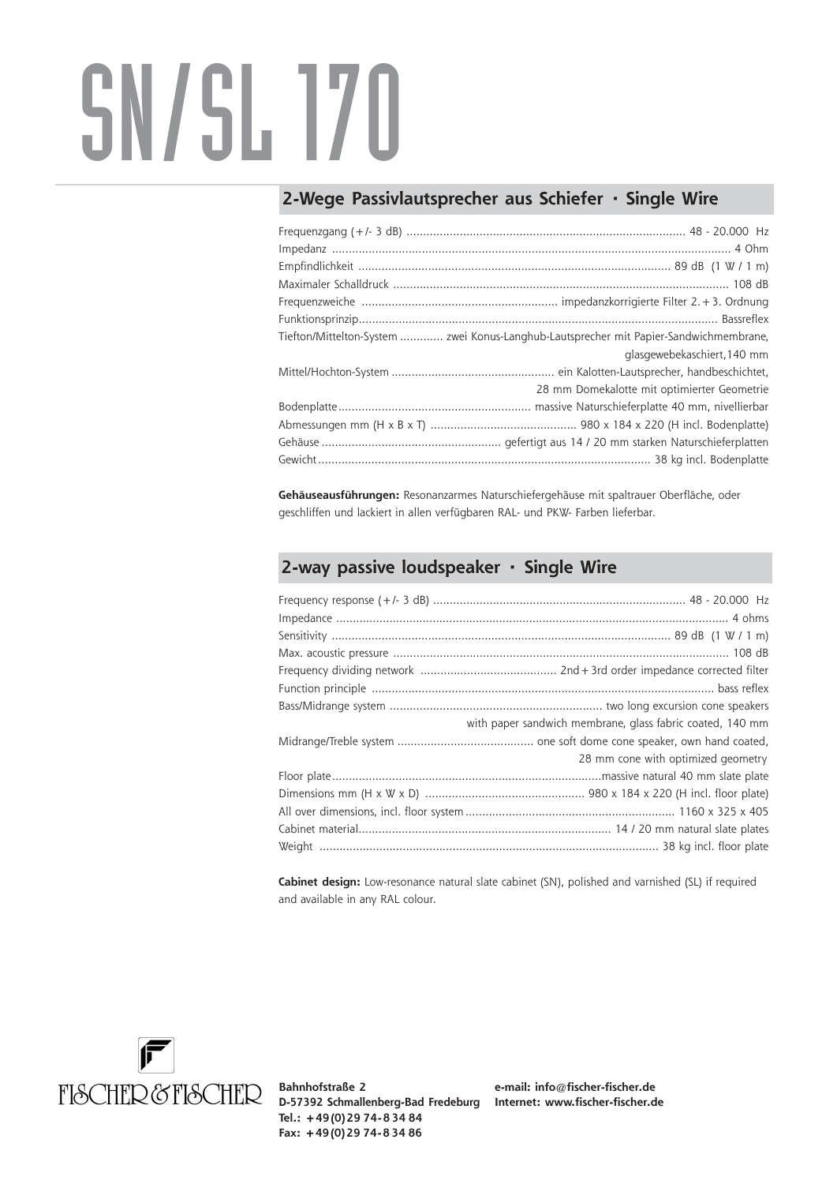# SN/SL 170

## 2-Wege Passivlautsprecher aus Schiefer · Single Wire

| | |
|---|---|
| Frequenzgang (+/- 3 dB) | 48 - 20.000 Hz |
| Impedanz | 4 Ohm |
| Empfindlichkeit | 89 dB (1 W / 1 m) |
| Maximaler Schalldruck | 108 dB |
| Frequenzweiche | impedanzkorrigierte Filter 2. + 3. Ordnung |
| Funktionsprinzip | Bassreflex |
| Tiefton/Mittelton-System | zwei Konus-Langhub-Lautsprecher mit Papier-Sandwichmembrane, glasgewebekaschiert, 140 mm |
| Mittel/Hochton-System | ein Kalotten-Lautsprecher, handbeschichtet, 28 mm Domekalotte mit optimierter Geometrie |
| Bodenplatte | massive Naturschieferplatte 40 mm, nivellierbar |
| Abmessungen mm (H x B x T) | 980 x 184 x 220 (H incl. Bodenplatte) |
| Gehäuse | gefertigt aus 14 / 20 mm starken Naturschieferplatten |
| Gewicht | 38 kg incl. Bodenplatte |

**Gehäuseausführungen:** Resonanzarmes Naturschiefergehäuse mit spaltrauer Oberfläche, oder geschliffen und lackiert in allen verfügbaren RAL- und PKW- Farben lieferbar.

## 2-way passive loudspeaker · Single Wire

| | |
|---|---|
| Frequency response (+/- 3 dB) | 48 - 20.000 Hz |
| Impedance | 4 ohms |
| Sensitivity | 89 dB (1 W / 1 m) |
| Max. acoustic pressure | 108 dB |
| Frequency dividing network | 2nd + 3rd order impedance corrected filter |
| Function principle | bass reflex |
| Bass/Midrange system | two long excursion cone speakers with paper sandwich membrane, glass fabric coated, 140 mm |
| Midrange/Treble system | one soft dome cone speaker, own hand coated, 28 mm cone with optimized geometry |
| Floor plate | massive natural 40 mm slate plate |
| Dimensions mm (H x W x D) | 980 x 184 x 220 (H incl. floor plate) |
| All over dimensions, incl. floor system | 1160 x 325 x 405 |
| Cabinet material | 14 / 20 mm natural slate plates |
| Weight | 38 kg incl. floor plate |

**Cabinet design:** Low-resonance natural slate cabinet (SN), polished and varnished (SL) if required and available in any RAL colour.

FISCHER&FISCHER

**Bahnhofstraße 2**
**D-57392 Schmallenberg-Bad Fredeburg**
**Tel.: +49(0)29 74-8 34 84**
**Fax: +49(0)29 74-8 34 86**

**e-mail: info@fischer-fischer.de**
**Internet: www.fischer-fischer.de**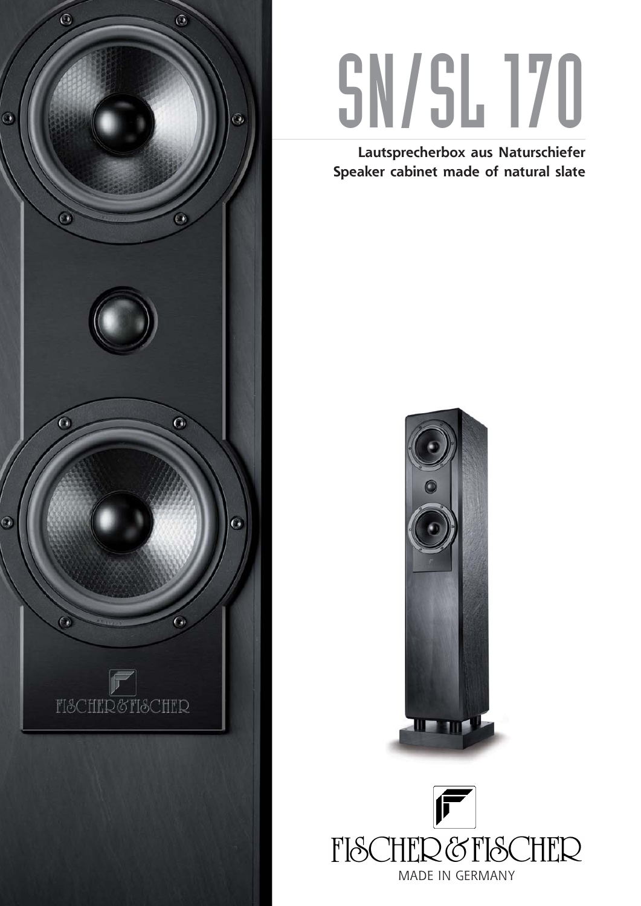# SN/SL 170

**Lautsprecherbox aus Naturschiefer**
**Speaker cabinet made of natural slate**

FISCHER&FISCHER
MADE IN GERMANY